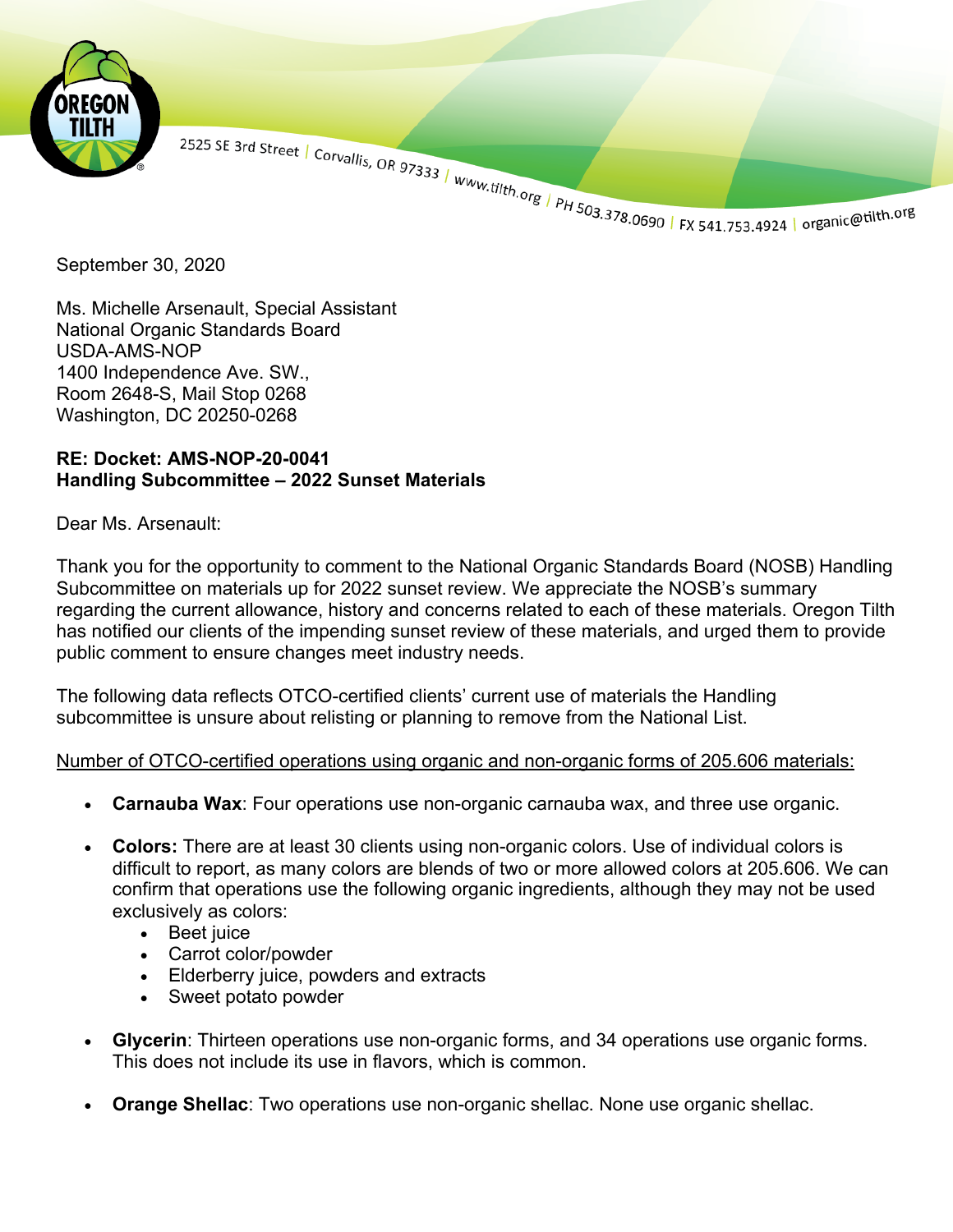2525 SE 3rd Street | Corvallis, OR 97333 | www.tilth.org | PH 503.378.0690 | FX 541.753.4924 | organic@tilth.org

September 30, 2020

Ms. Michelle Arsenault, Special Assistant
National Organic Standards Board
USDA-AMS-NOP
1400 Independence Ave. SW.,
Room 2648-S, Mail Stop 0268
Washington, DC 20250-0268

**RE: Docket: AMS-NOP-20-0041**
**Handling Subcommittee – 2022 Sunset Materials**

Dear Ms. Arsenault:

Thank you for the opportunity to comment to the National Organic Standards Board (NOSB) Handling Subcommittee on materials up for 2022 sunset review. We appreciate the NOSB's summary regarding the current allowance, history and concerns related to each of these materials. Oregon Tilth has notified our clients of the impending sunset review of these materials, and urged them to provide public comment to ensure changes meet industry needs.

The following data reflects OTCO-certified clients' current use of materials the Handling subcommittee is unsure about relisting or planning to remove from the National List.

<u>Number of OTCO-certified operations using organic and non-organic forms of 205.606 materials:</u>

- **Carnauba Wax**: Four operations use non-organic carnauba wax, and three use organic.
- **Colors:** There are at least 30 clients using non-organic colors. Use of individual colors is difficult to report, as many colors are blends of two or more allowed colors at 205.606. We can confirm that operations use the following organic ingredients, although they may not be used exclusively as colors:
  - Beet juice
  - Carrot color/powder
  - Elderberry juice, powders and extracts
  - Sweet potato powder
- **Glycerin**: Thirteen operations use non-organic forms, and 34 operations use organic forms. This does not include its use in flavors, which is common.
- **Orange Shellac**: Two operations use non-organic shellac. None use organic shellac.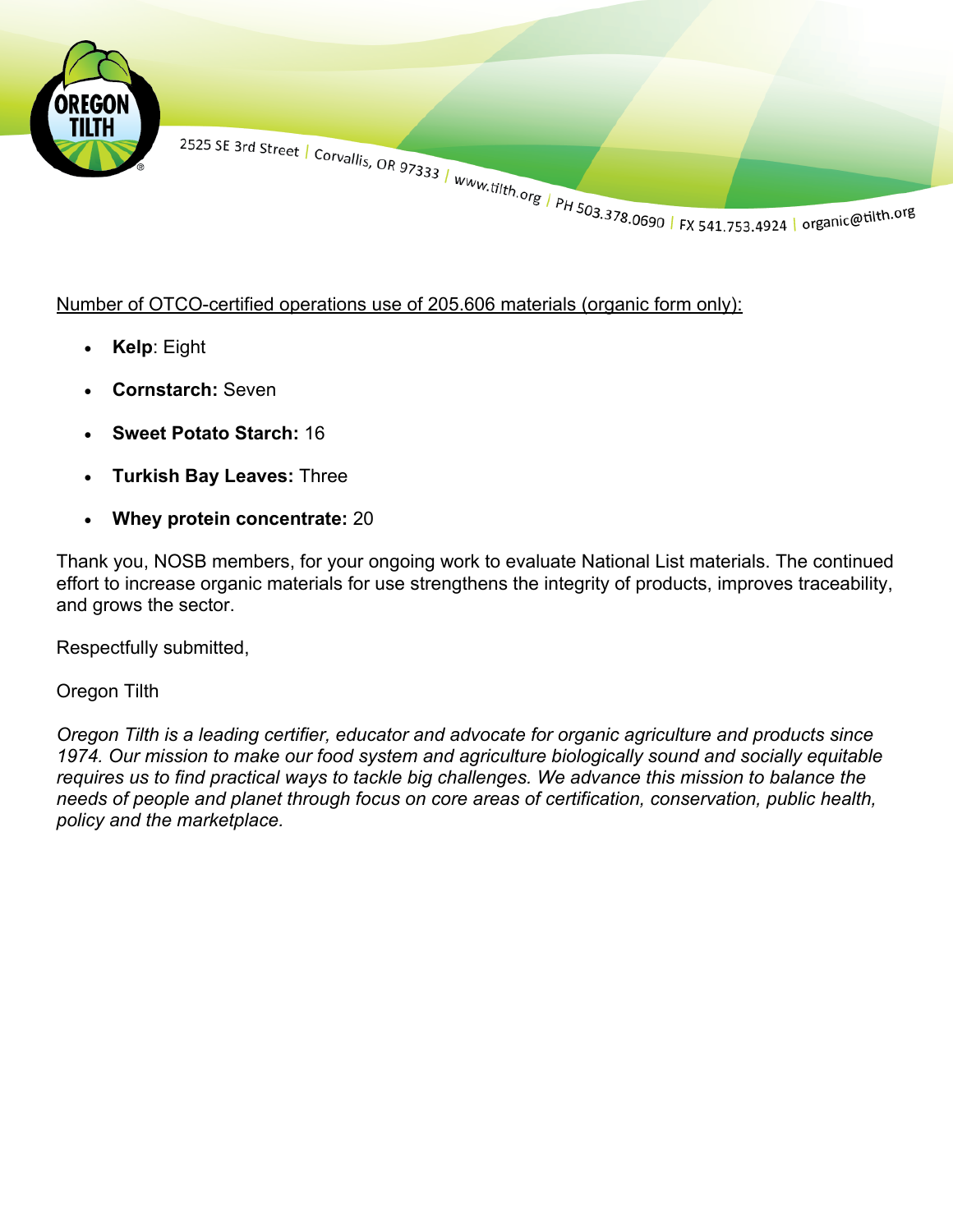<u>Number of OTCO-certified operations use of 205.606 materials (organic form only):</u>

- **Kelp**: Eight
- **Cornstarch:** Seven
- **Sweet Potato Starch:** 16
- **Turkish Bay Leaves:** Three
- **Whey protein concentrate:** 20

Thank you, NOSB members, for your ongoing work to evaluate National List materials. The continued effort to increase organic materials for use strengthens the integrity of products, improves traceability, and grows the sector.

Respectfully submitted,

Oregon Tilth

*Oregon Tilth is a leading certifier, educator and advocate for organic agriculture and products since 1974. Our mission to make our food system and agriculture biologically sound and socially equitable requires us to find practical ways to tackle big challenges. We advance this mission to balance the needs of people and planet through focus on core areas of certification, conservation, public health, policy and the marketplace.*